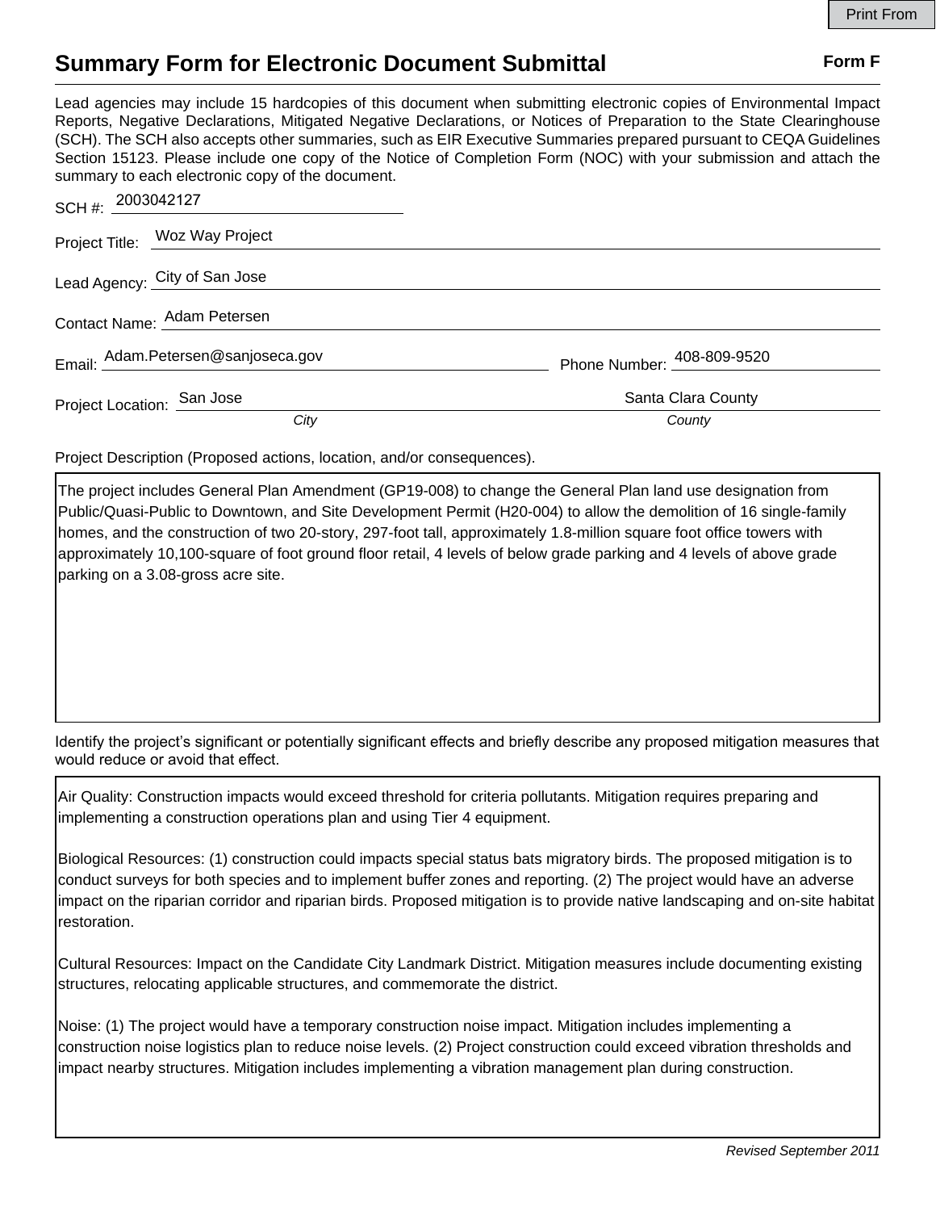# Summary Form for Electronic Document Submittal

**Form F**

Lead agencies may include 15 hardcopies of this document when submitting electronic copies of Environmental Impact Reports, Negative Declarations, Mitigated Negative Declarations, or Notices of Preparation to the State Clearinghouse (SCH). The SCH also accepts other summaries, such as EIR Executive Summaries prepared pursuant to CEQA Guidelines Section 15123. Please include one copy of the Notice of Completion Form (NOC) with your submission and attach the summary to each electronic copy of the document.

SCH #: 2003042127

Project Title: Woz Way Project

Lead Agency: City of San Jose

Contact Name: Adam Petersen

Email: Adam.Petersen@sanjoseca.gov

Phone Number: 408-809-9520

Project Location: San Jose (*City*), Santa Clara County (*County*)

Project Description (Proposed actions, location, and/or consequences).

The project includes General Plan Amendment (GP19-008) to change the General Plan land use designation from Public/Quasi-Public to Downtown, and Site Development Permit (H20-004) to allow the demolition of 16 single-family homes, and the construction of two 20-story, 297-foot tall, approximately 1.8-million square foot office towers with approximately 10,100-square of foot ground floor retail, 4 levels of below grade parking and 4 levels of above grade parking on a 3.08-gross acre site.

Identify the project's significant or potentially significant effects and briefly describe any proposed mitigation measures that would reduce or avoid that effect.

Air Quality: Construction impacts would exceed threshold for criteria pollutants. Mitigation requires preparing and implementing a construction operations plan and using Tier 4 equipment.

Biological Resources: (1) construction could impacts special status bats migratory birds. The proposed mitigation is to conduct surveys for both species and to implement buffer zones and reporting. (2) The project would have an adverse impact on the riparian corridor and riparian birds. Proposed mitigation is to provide native landscaping and on-site habitat restoration.

Cultural Resources: Impact on the Candidate City Landmark District. Mitigation measures include documenting existing structures, relocating applicable structures, and commemorate the district.

Noise: (1) The project would have a temporary construction noise impact. Mitigation includes implementing a construction noise logistics plan to reduce noise levels. (2) Project construction could exceed vibration thresholds and impact nearby structures. Mitigation includes implementing a vibration management plan during construction.

*Revised September 2011*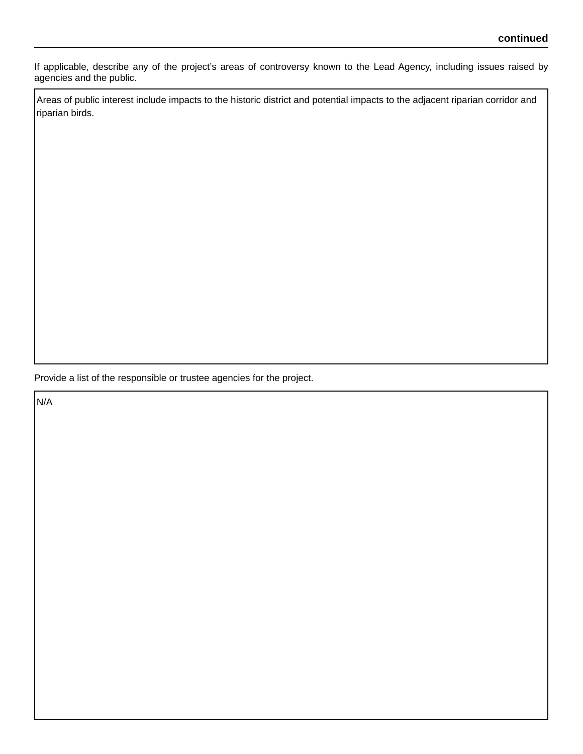**continued**

If applicable, describe any of the project's areas of controversy known to the Lead Agency, including issues raised by agencies and the public.

Areas of public interest include impacts to the historic district and potential impacts to the adjacent riparian corridor and riparian birds.

Provide a list of the responsible or trustee agencies for the project.

N/A